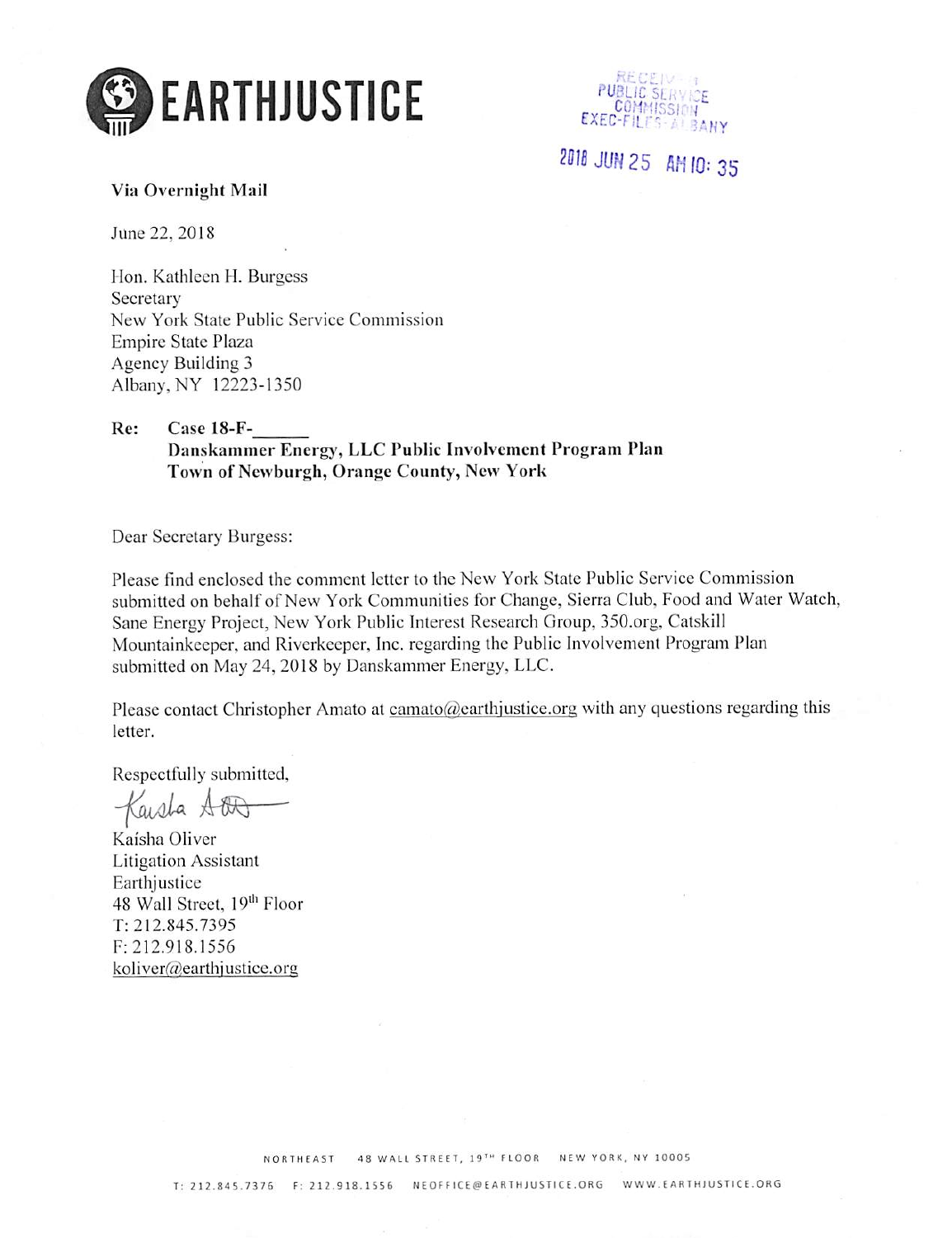# EARTHJUSTICE

RECEIVED
PUBLIC SERVICE
COMMISSION
EXEC-FILES-ALBANY

2018 JUN 25 AM 10: 35

**Via Overnight Mail**

June 22, 2018

Hon. Kathleen H. Burgess
Secretary
New York State Public Service Commission
Empire State Plaza
Agency Building 3
Albany, NY 12223-1350

**Re: Case 18-F-______**
**Danskammer Energy, LLC Public Involvement Program Plan**
**Town of Newburgh, Orange County, New York**

Dear Secretary Burgess:

Please find enclosed the comment letter to the New York State Public Service Commission submitted on behalf of New York Communities for Change, Sierra Club, Food and Water Watch, Sane Energy Project, New York Public Interest Research Group, 350.org, Catskill Mountainkeeper, and Riverkeeper, Inc. regarding the Public Involvement Program Plan submitted on May 24, 2018 by Danskammer Energy, LLC.

Please contact Christopher Amato at camato@earthjustice.org with any questions regarding this letter.

Respectfully submitted,

Kaisha Oliver
Litigation Assistant
Earthjustice
48 Wall Street, 19th Floor
T: 212.845.7395
F: 212.918.1556
koliver@earthjustice.org

NORTHEAST 48 WALL STREET, 19TH FLOOR NEW YORK, NY 10005

T: 212.845.7376 F: 212.918.1556 NEOFFICE@EARTHJUSTICE.ORG WWW.EARTHJUSTICE.ORG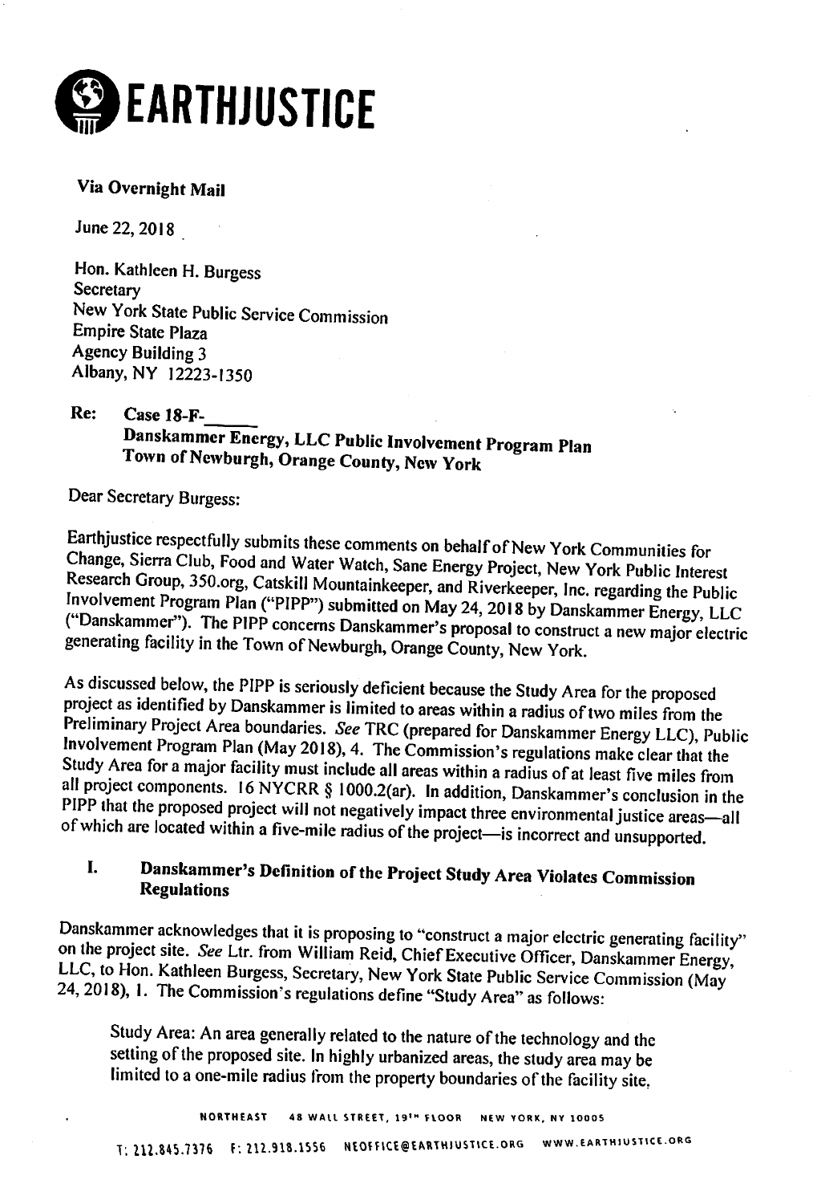# EARTHJUSTICE

**Via Overnight Mail**

June 22, 2018

Hon. Kathleen H. Burgess
Secretary
New York State Public Service Commission
Empire State Plaza
Agency Building 3
Albany, NY 12223-1350

**Re: Case 18-F-_____**
**Danskammer Energy, LLC Public Involvement Program Plan**
**Town of Newburgh, Orange County, New York**

Dear Secretary Burgess:

Earthjustice respectfully submits these comments on behalf of New York Communities for Change, Sierra Club, Food and Water Watch, Sane Energy Project, New York Public Interest Research Group, 350.org, Catskill Mountainkeeper, and Riverkeeper, Inc. regarding the Public Involvement Program Plan ("PIPP") submitted on May 24, 2018 by Danskammer Energy, LLC ("Danskammer"). The PIPP concerns Danskammer's proposal to construct a new major electric generating facility in the Town of Newburgh, Orange County, New York.

As discussed below, the PIPP is seriously deficient because the Study Area for the proposed project as identified by Danskammer is limited to areas within a radius of two miles from the Preliminary Project Area boundaries. *See* TRC (prepared for Danskammer Energy LLC), Public Involvement Program Plan (May 2018), 4. The Commission's regulations make clear that the Study Area for a major facility must include all areas within a radius of at least five miles from all project components. 16 NYCRR § 1000.2(ar). In addition, Danskammer's conclusion in the PIPP that the proposed project will not negatively impact three environmental justice areas—all of which are located within a five-mile radius of the project—is incorrect and unsupported.

## I. Danskammer's Definition of the Project Study Area Violates Commission Regulations

Danskammer acknowledges that it is proposing to "construct a major electric generating facility" on the project site. *See* Ltr. from William Reid, Chief Executive Officer, Danskammer Energy, LLC, to Hon. Kathleen Burgess, Secretary, New York State Public Service Commission (May 24, 2018), 1. The Commission's regulations define "Study Area" as follows:

> Study Area: An area generally related to the nature of the technology and the setting of the proposed site. In highly urbanized areas, the study area may be limited to a one-mile radius from the property boundaries of the facility site,

NORTHEAST 48 WALL STREET, 19TH FLOOR NEW YORK, NY 10005

T: 212.845.7376 F: 212.918.1556 NEOFFICE@EARTHJUSTICE.ORG WWW.EARTHJUSTICE.ORG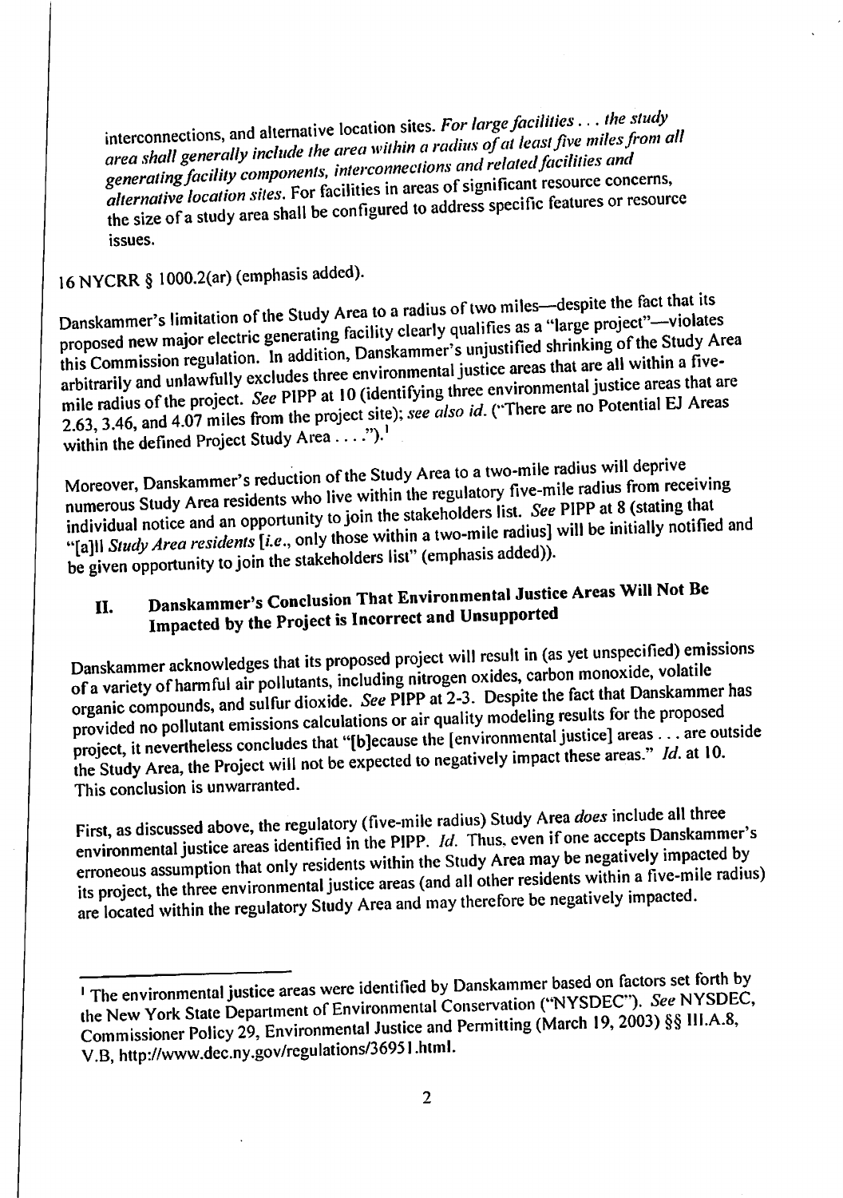interconnections, and alternative location sites. *For large facilities . . . the study area shall generally include the area within a radius of at least five miles from all generating facility components, interconnections and related facilities and alternative location sites.* For facilities in areas of significant resource concerns, the size of a study area shall be configured to address specific features or resource issues.

16 NYCRR § 1000.2(ar) (emphasis added).

Danskammer's limitation of the Study Area to a radius of two miles—despite the fact that its proposed new major electric generating facility clearly qualifies as a "large project"—violates this Commission regulation. In addition, Danskammer's unjustified shrinking of the Study Area arbitrarily and unlawfully excludes three environmental justice areas that are all within a five-mile radius of the project. *See* PIPP at 10 (identifying three environmental justice areas that are 2.63, 3.46, and 4.07 miles from the project site); *see also id.* ("There are no Potential EJ Areas within the defined Project Study Area . . . .").[1]

Moreover, Danskammer's reduction of the Study Area to a two-mile radius will deprive numerous Study Area residents who live within the regulatory five-mile radius from receiving individual notice and an opportunity to join the stakeholders list. *See* PIPP at 8 (stating that "[a]ll *Study Area residents* [*i.e.*, only those within a two-mile radius] will be initially notified and be given opportunity to join the stakeholders list" (emphasis added)).

## II. Danskammer's Conclusion That Environmental Justice Areas Will Not Be Impacted by the Project is Incorrect and Unsupported

Danskammer acknowledges that its proposed project will result in (as yet unspecified) emissions of a variety of harmful air pollutants, including nitrogen oxides, carbon monoxide, volatile organic compounds, and sulfur dioxide. *See* PIPP at 2-3. Despite the fact that Danskammer has provided no pollutant emissions calculations or air quality modeling results for the proposed project, it nevertheless concludes that "[b]ecause the [environmental justice] areas . . . are outside the Study Area, the Project will not be expected to negatively impact these areas." *Id.* at 10. This conclusion is unwarranted.

First, as discussed above, the regulatory (five-mile radius) Study Area *does* include all three environmental justice areas identified in the PIPP. *Id.* Thus, even if one accepts Danskammer's erroneous assumption that only residents within the Study Area may be negatively impacted by its project, the three environmental justice areas (and all other residents within a five-mile radius) are located within the regulatory Study Area and may therefore be negatively impacted.

---

[1] The environmental justice areas were identified by Danskammer based on factors set forth by the New York State Department of Environmental Conservation ("NYSDEC"). *See* NYSDEC, Commissioner Policy 29, Environmental Justice and Permitting (March 19, 2003) §§ III.A.8, V.B, http://www.dec.ny.gov/regulations/36951.html.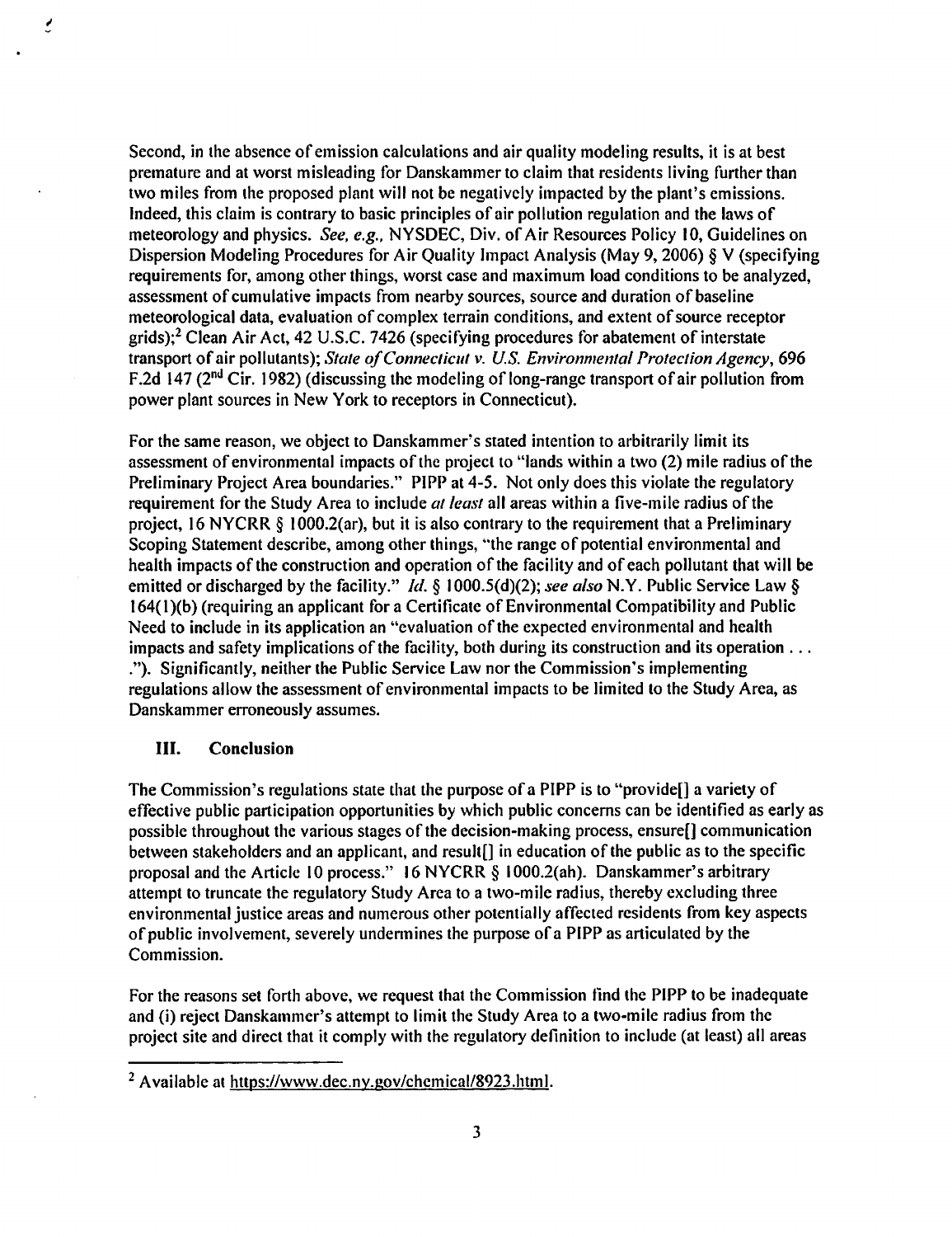Second, in the absence of emission calculations and air quality modeling results, it is at best premature and at worst misleading for Danskammer to claim that residents living further than two miles from the proposed plant will not be negatively impacted by the plant's emissions. Indeed, this claim is contrary to basic principles of air pollution regulation and the laws of meteorology and physics. *See, e.g.,* NYSDEC, Div. of Air Resources Policy 10, Guidelines on Dispersion Modeling Procedures for Air Quality Impact Analysis (May 9, 2006) § V (specifying requirements for, among other things, worst case and maximum load conditions to be analyzed, assessment of cumulative impacts from nearby sources, source and duration of baseline meteorological data, evaluation of complex terrain conditions, and extent of source receptor grids);[2] Clean Air Act, 42 U.S.C. 7426 (specifying procedures for abatement of interstate transport of air pollutants); *State of Connecticut v. U.S. Environmental Protection Agency*, 696 F.2d 147 (2nd Cir. 1982) (discussing the modeling of long-range transport of air pollution from power plant sources in New York to receptors in Connecticut).

For the same reason, we object to Danskammer's stated intention to arbitrarily limit its assessment of environmental impacts of the project to "lands within a two (2) mile radius of the Preliminary Project Area boundaries." PIPP at 4-5. Not only does this violate the regulatory requirement for the Study Area to include *at least* all areas within a five-mile radius of the project, 16 NYCRR § 1000.2(ar), but it is also contrary to the requirement that a Preliminary Scoping Statement describe, among other things, "the range of potential environmental and health impacts of the construction and operation of the facility and of each pollutant that will be emitted or discharged by the facility." *Id.* § 1000.5(d)(2); *see also* N.Y. Public Service Law § 164(1)(b) (requiring an applicant for a Certificate of Environmental Compatibility and Public Need to include in its application an "evaluation of the expected environmental and health impacts and safety implications of the facility, both during its construction and its operation . . . ."). Significantly, neither the Public Service Law nor the Commission's implementing regulations allow the assessment of environmental impacts to be limited to the Study Area, as Danskammer erroneously assumes.

## III. Conclusion

The Commission's regulations state that the purpose of a PIPP is to "provide[] a variety of effective public participation opportunities by which public concerns can be identified as early as possible throughout the various stages of the decision-making process, ensure[] communication between stakeholders and an applicant, and result[] in education of the public as to the specific proposal and the Article 10 process." 16 NYCRR § 1000.2(ah). Danskammer's arbitrary attempt to truncate the regulatory Study Area to a two-mile radius, thereby excluding three environmental justice areas and numerous other potentially affected residents from key aspects of public involvement, severely undermines the purpose of a PIPP as articulated by the Commission.

For the reasons set forth above, we request that the Commission find the PIPP to be inadequate and (i) reject Danskammer's attempt to limit the Study Area to a two-mile radius from the project site and direct that it comply with the regulatory definition to include (at least) all areas

---

[2] Available at https://www.dec.ny.gov/chemical/8923.html.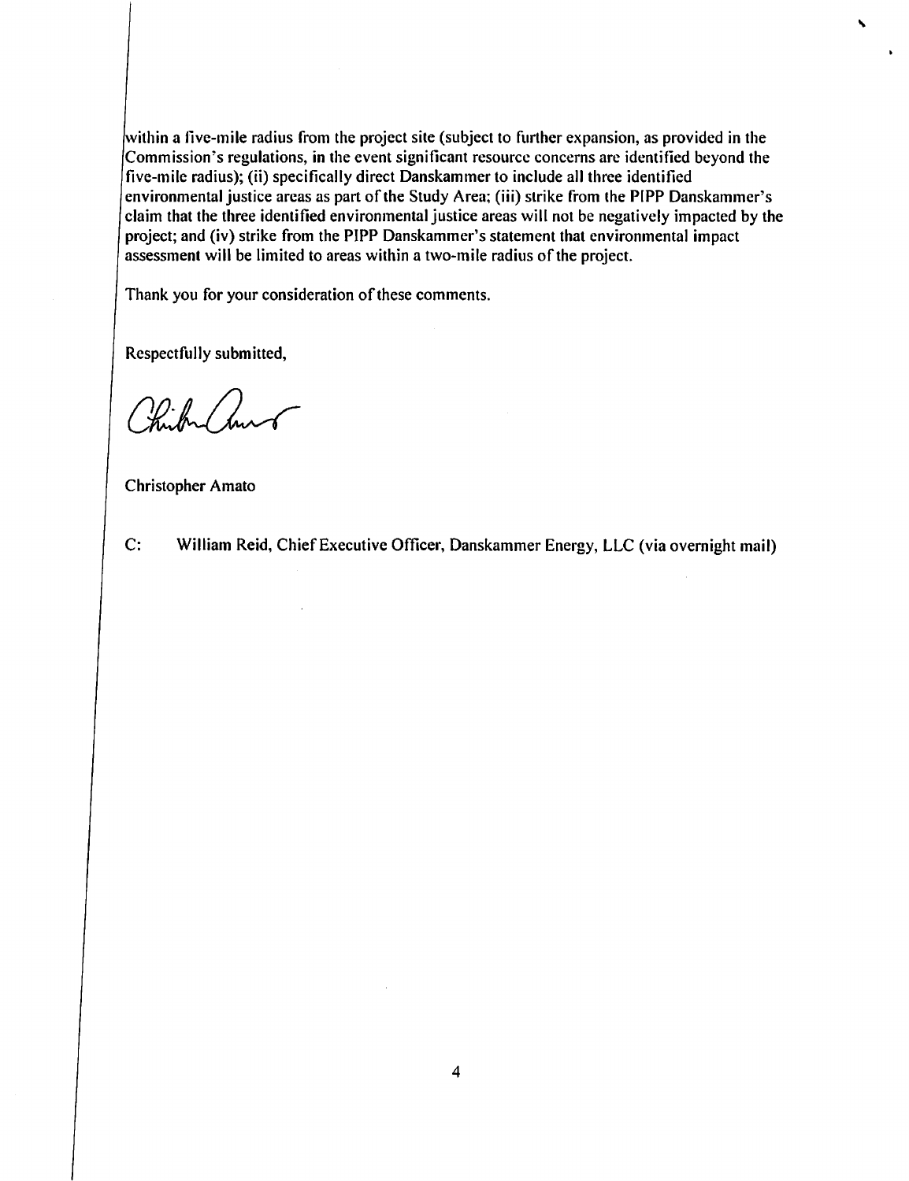within a five-mile radius from the project site (subject to further expansion, as provided in the Commission's regulations, in the event significant resource concerns are identified beyond the five-mile radius); (ii) specifically direct Danskammer to include all three identified environmental justice areas as part of the Study Area; (iii) strike from the PIPP Danskammer's claim that the three identified environmental justice areas will not be negatively impacted by the project; and (iv) strike from the PIPP Danskammer's statement that environmental impact assessment will be limited to areas within a two-mile radius of the project.

Thank you for your consideration of these comments.

Respectfully submitted,

Christopher Amato

C: William Reid, Chief Executive Officer, Danskammer Energy, LLC (via overnight mail)